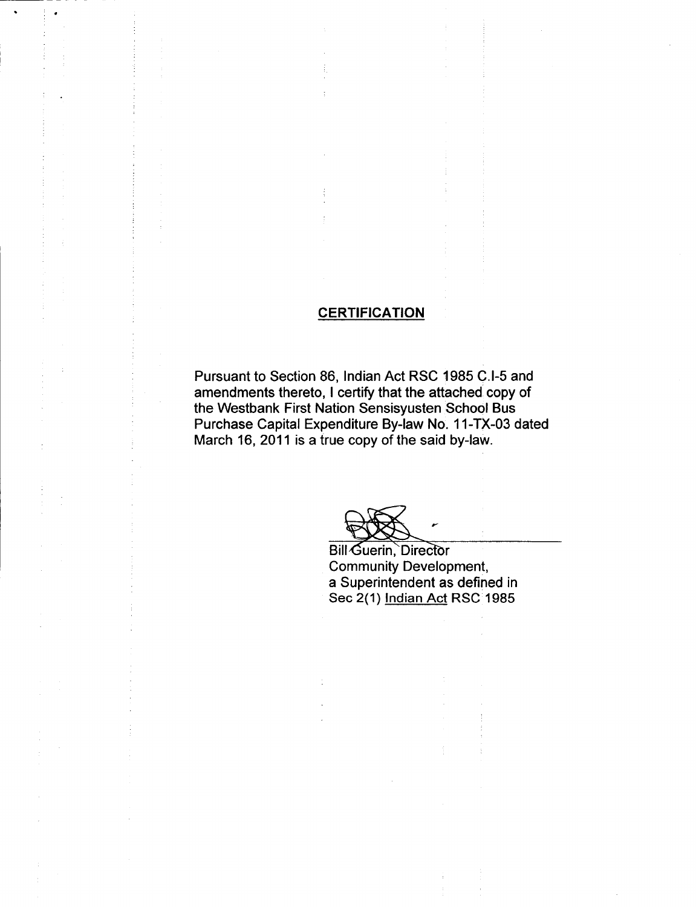## CERTIFICATION

Pursuant to Section 86, Indian Act RSC 1985 C.I-5 and amendments thereto, I certify that the attached copy of the Westbank First Nation Sensisyusten School Bus Purchase Capital Expenditure By-law No. 11-TX-03 dated March 16, 2011 is a true copy of the said by-law.

Bill Guerin, Director
Community Development,
a Superintendent as defined in
Sec 2(1) Indian Act RSC 1985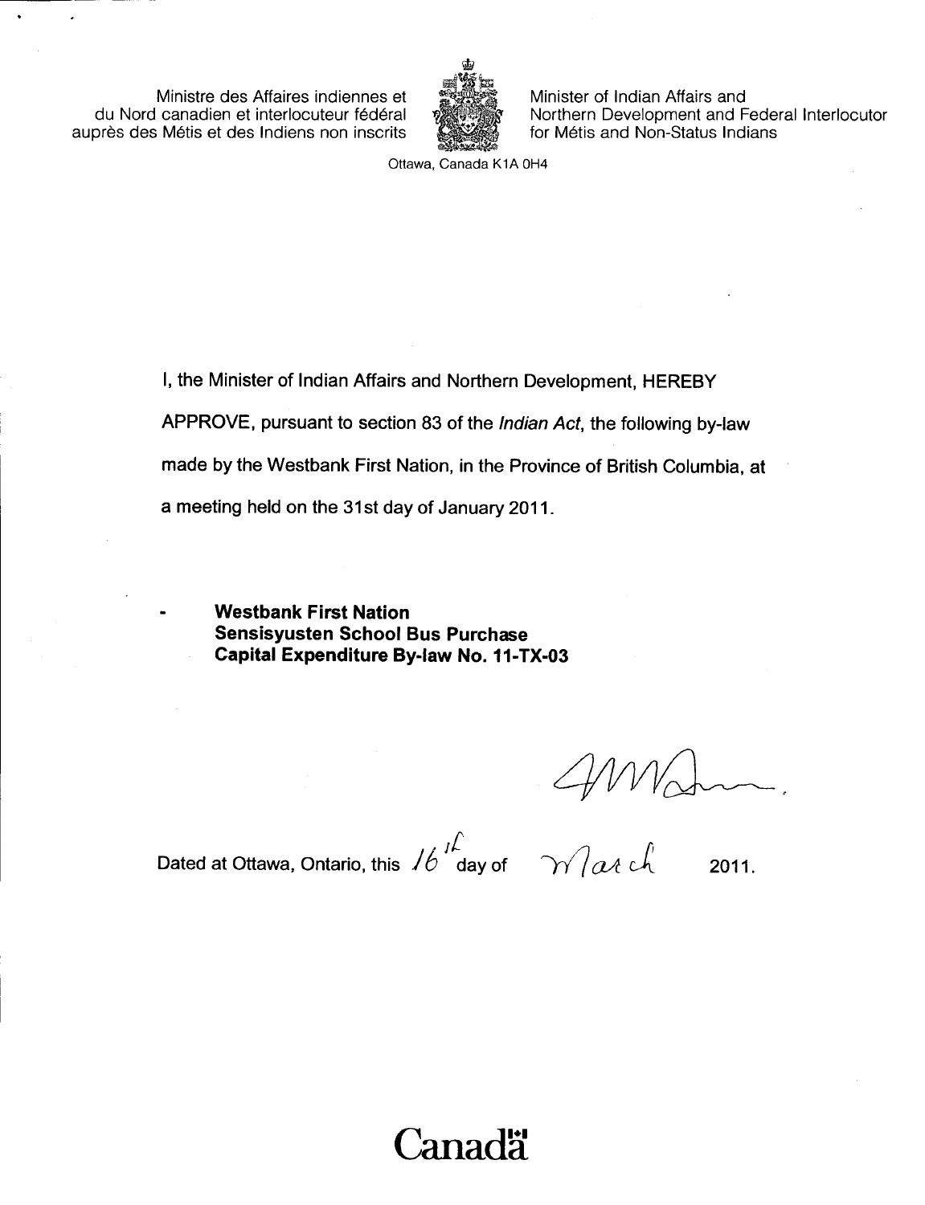Ministre des Affaires indiennes et du Nord canadien et interlocuteur fédéral auprès des Métis et des Indiens non inscrits

Minister of Indian Affairs and Northern Development and Federal Interlocutor for Métis and Non-Status Indians

Ottawa, Canada K1A 0H4

I, the Minister of Indian Affairs and Northern Development, HEREBY APPROVE, pursuant to section 83 of the *Indian Act*, the following by-law made by the Westbank First Nation, in the Province of British Columbia, at a meeting held on the 31st day of January 2011.

- **Westbank First Nation Sensisyusten School Bus Purchase Capital Expenditure By-law No. 11-TX-03**

Dated at Ottawa, Ontario, this 16th day of March 2011.

**Canada**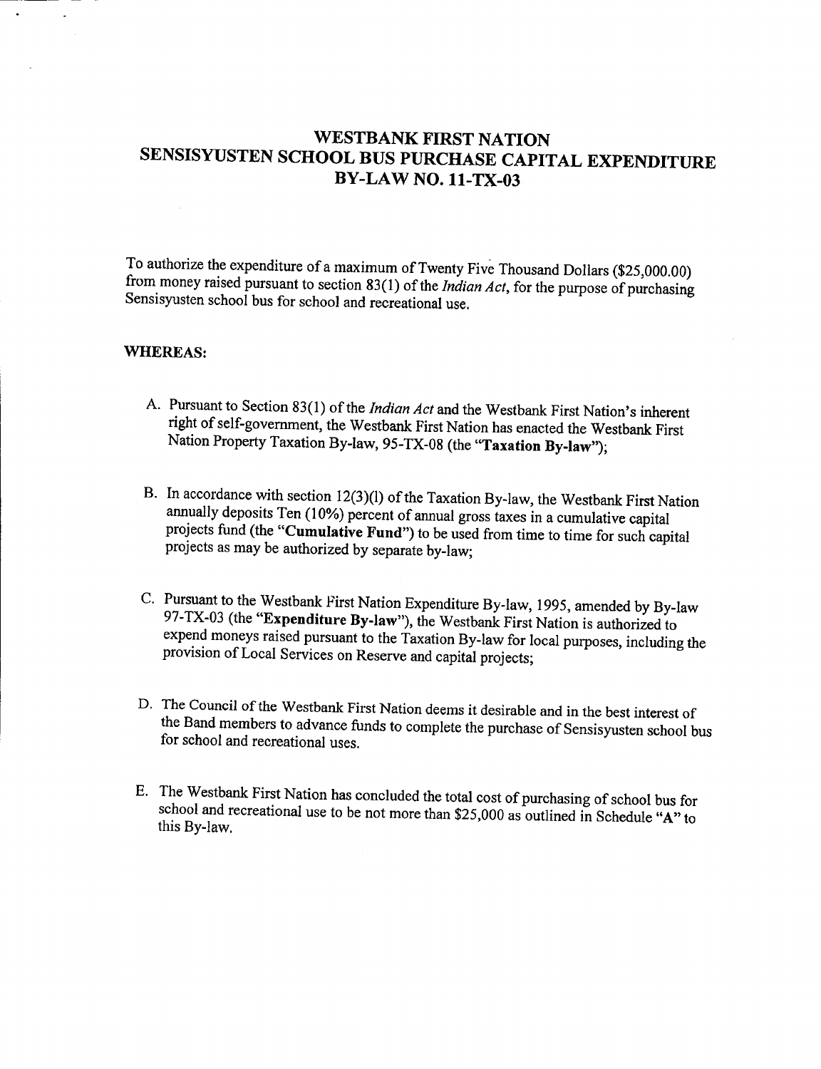# WESTBANK FIRST NATION
# SENSISYUSTEN SCHOOL BUS PURCHASE CAPITAL EXPENDITURE
# BY-LAW NO. 11-TX-03

To authorize the expenditure of a maximum of Twenty Five Thousand Dollars ($25,000.00) from money raised pursuant to section 83(1) of the *Indian Act*, for the purpose of purchasing Sensisyusten school bus for school and recreational use.

**WHEREAS:**

A. Pursuant to Section 83(1) of the *Indian Act* and the Westbank First Nation's inherent right of self-government, the Westbank First Nation has enacted the Westbank First Nation Property Taxation By-law, 95-TX-08 (the "**Taxation By-law**");

B. In accordance with section 12(3)(l) of the Taxation By-law, the Westbank First Nation annually deposits Ten (10%) percent of annual gross taxes in a cumulative capital projects fund (the "**Cumulative Fund**") to be used from time to time for such capital projects as may be authorized by separate by-law;

C. Pursuant to the Westbank First Nation Expenditure By-law, 1995, amended by By-law 97-TX-03 (the "**Expenditure By-law**"), the Westbank First Nation is authorized to expend moneys raised pursuant to the Taxation By-law for local purposes, including the provision of Local Services on Reserve and capital projects;

D. The Council of the Westbank First Nation deems it desirable and in the best interest of the Band members to advance funds to complete the purchase of Sensisyusten school bus for school and recreational uses.

E. The Westbank First Nation has concluded the total cost of purchasing of school bus for school and recreational use to be not more than $25,000 as outlined in Schedule "A" to this By-law.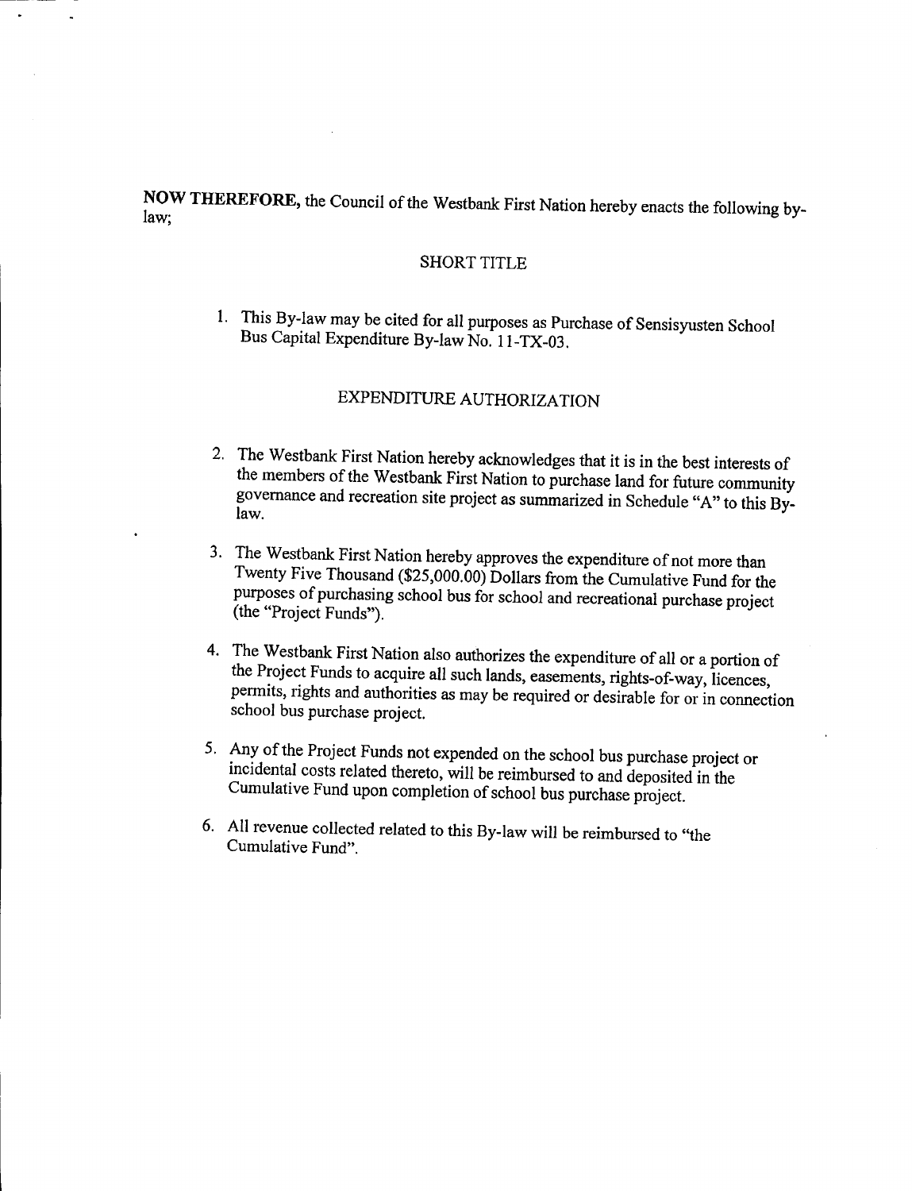**NOW THEREFORE,** the Council of the Westbank First Nation hereby enacts the following by-law;

## SHORT TITLE

1. This By-law may be cited for all purposes as Purchase of Sensisyusten School Bus Capital Expenditure By-law No. 11-TX-03.

## EXPENDITURE AUTHORIZATION

2. The Westbank First Nation hereby acknowledges that it is in the best interests of the members of the Westbank First Nation to purchase land for future community governance and recreation site project as summarized in Schedule "A" to this By-law.

3. The Westbank First Nation hereby approves the expenditure of not more than Twenty Five Thousand ($25,000.00) Dollars from the Cumulative Fund for the purposes of purchasing school bus for school and recreational purchase project (the "Project Funds").

4. The Westbank First Nation also authorizes the expenditure of all or a portion of the Project Funds to acquire all such lands, easements, rights-of-way, licences, permits, rights and authorities as may be required or desirable for or in connection school bus purchase project.

5. Any of the Project Funds not expended on the school bus purchase project or incidental costs related thereto, will be reimbursed to and deposited in the Cumulative Fund upon completion of school bus purchase project.

6. All revenue collected related to this By-law will be reimbursed to "the Cumulative Fund".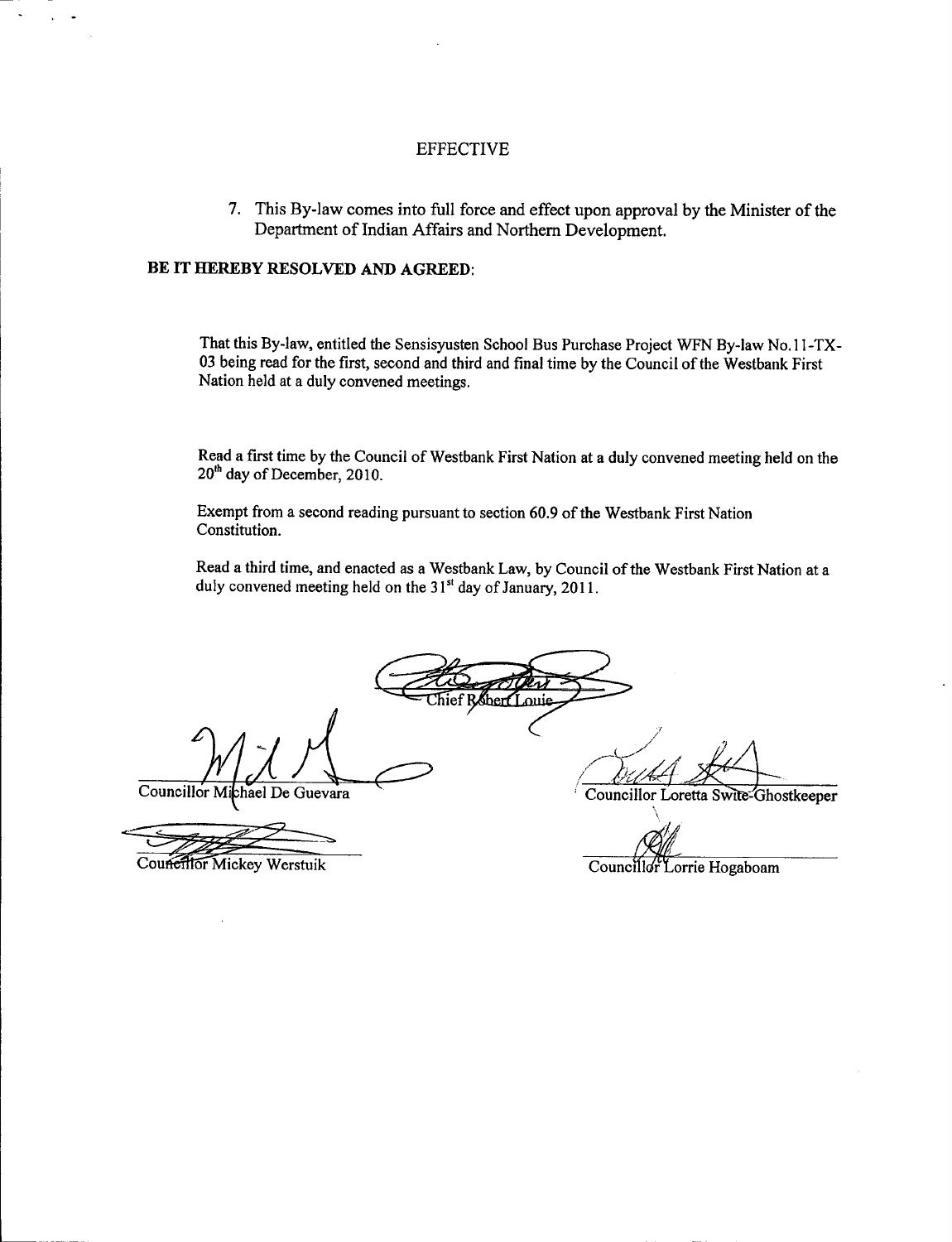## EFFECTIVE

7. This By-law comes into full force and effect upon approval by the Minister of the Department of Indian Affairs and Northern Development.

**BE IT HEREBY RESOLVED AND AGREED:**

That this By-law, entitled the Sensisyusten School Bus Purchase Project WFN By-law No.11-TX-03 being read for the first, second and third and final time by the Council of the Westbank First Nation held at a duly convened meetings.

Read a first time by the Council of Westbank First Nation at a duly convened meeting held on the 20th day of December, 2010.

Exempt from a second reading pursuant to section 60.9 of the Westbank First Nation Constitution.

Read a third time, and enacted as a Westbank Law, by Council of the Westbank First Nation at a duly convened meeting held on the 31st day of January, 2011.

Chief Robert Louie

Councillor Michael De Guevara

Councillor Loretta Swite-Ghostkeeper

Councillor Mickey Werstuik

Councillor Lorrie Hogaboam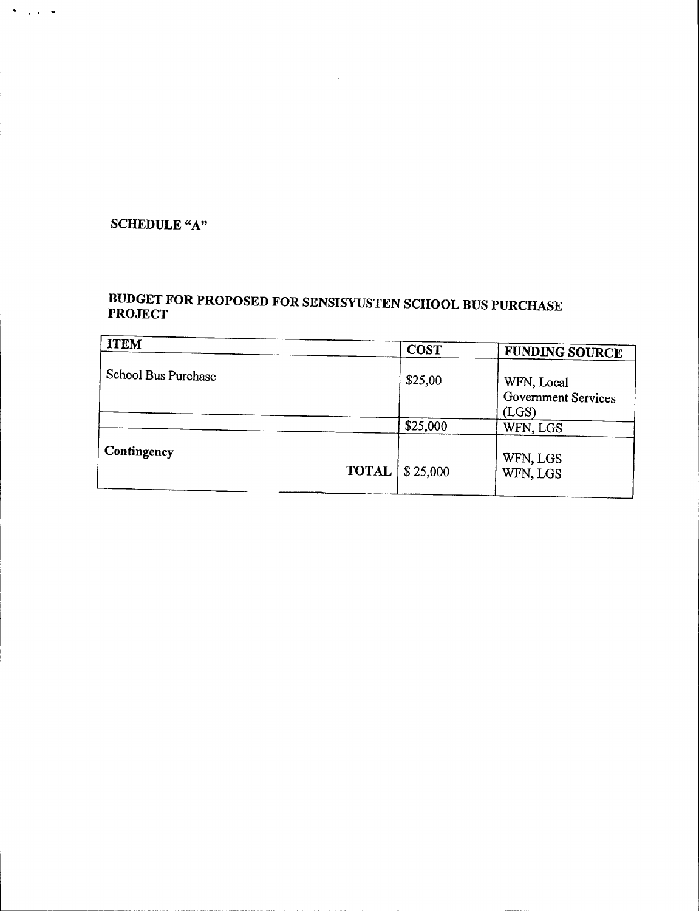**SCHEDULE "A"**

**BUDGET FOR PROPOSED FOR SENSISYUSTEN SCHOOL BUS PURCHASE PROJECT**

| ITEM | COST | FUNDING SOURCE |
|---|---|---|
| School Bus Purchase | $25,00 | WFN, Local Government Services (LGS) |
| | $25,000 | WFN, LGS |
| **Contingency** | | WFN, LGS |
| **TOTAL** | $ 25,000 | WFN, LGS |